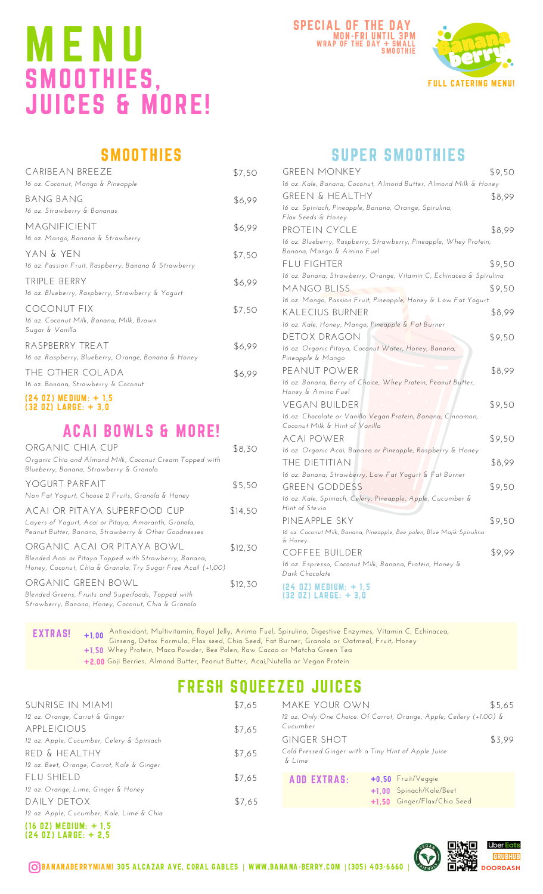# MENU

## SMOOTHIES, JUICES & MORE!

**SPECIAL OF THE DAY**
MON-FRI UNTIL 3PM
WRAP OF THE DAY + SMALL SMOOTHIE

Banana berry

**FULL CATERING MENU!**

## SMOOTHIES

| | |
|---|---|
| CARIBEAN BREEZE<br>*16 oz. Coconut, Mango & Pineapple* | $7,50 |
| BANG BANG<br>*16 oz. Strawberry & Bananas* | $6,99 |
| MAGNIFICIENT<br>*16 oz. Mango, Banana & Strawberry* | $6,99 |
| YAN & YEN<br>*16 oz. Passion Fruit, Raspberry, Banana & Strawberry* | $7,50 |
| TRIPLE BERRY<br>*16 oz. Blueberry, Raspberry, Strawberry & Yogurt* | $6,99 |
| COCONUT FIX<br>*16 oz. Coconut Milk, Banana, Milk, Brown Sugar & Vanilla* | $7,50 |
| RASPBERRY TREAT<br>*16 oz. Raspberry, Blueberry, Orange, Banana & Honey* | $6,99 |
| THE OTHER COLADA<br>*16 oz. Banana, Strawberry & Coconut* | $6,99 |

(24 OZ) MEDIUM: + 1,5
(32 OZ) LARGE: + 3,0

## SUPER SMOOTHIES

| | |
|---|---|
| GREEN MONKEY<br>*16 oz. Kale, Banana, Coconut, Almond Butter, Almond Milk & Honey* | $9,50 |
| GREEN & HEALTHY<br>*16 oz. Spiniach, Pineapple, Banana, Orange, Spirulina, Flax Seeds & Honey* | $8,99 |
| PROTEIN CYCLE<br>*16 oz. Blueberry, Raspberry, Strawberry, Pineapple, Whey Protein, Banana, Mango & Amino Fuel* | $8,99 |
| FLU FIGHTER<br>*16 oz. Banana, Strawberry, Orange, Vitamin C, Echinacea & Spirulina* | $9,50 |
| MANGO BLISS<br>*16 oz. Mango, Passion Fruit, Pineapple, Honey & Low Fat Yogurt* | $9,50 |
| KALECIUS BURNER<br>*16 oz. Kale, Honey, Mango, Pineapple & Fat Burner* | $8,99 |
| DETOX DRAGON<br>*16 oz. Organic Pitaya, Coconut Water, Honey, Banana, Pineapple & Mango* | $9,50 |
| PEANUT POWER<br>*16 oz. Banana, Berry of Choice, Whey Protein, Peanut Butter, Honey & Amino Fuel* | $8,99 |
| VEGAN BUILDER<br>*16 oz. Chocolate or Vanilla Vegan Protein, Banana, Cinnamon, Coconut Milk & Hint of Vanilla* | $9,50 |
| ACAI POWER<br>*16 oz. Organic Acai, Banana or Pineapple, Raspberry & Honey* | $9,50 |
| THE DIETITIAN<br>*16 oz. Banana, Strawberry, Low Fat Yogurt & Fat Burner* | $8,99 |
| GREEN GODDESS<br>*16 oz. Kale, Spiniach, Celery, Pineapple, Apple, Cucumber & Hint of Stevia* | $9,50 |
| PINEAPPLE SKY<br>*16 oz. Coconut Milk, Banana, Pineapple, Bee polen, Blue Majik Spirulina & Honey.* | $9,50 |
| COFFEE BUILDER<br>*16 oz. Espresso, Coconut Milk, Banana, Protein, Honey & Dark Chocolate* | $9,99 |

(24 OZ) MEDIUM: + 1,5
(32 OZ) LARGE: + 3,0

## ACAI BOWLS & MORE!

| | |
|---|---|
| ORGANIC CHIA CUP<br>*Organic Chia and Almond Milk, Coconut Cream Topped with Blueberry, Banana, Strawberry & Granola* | $8,30 |
| YOGURT PARFAIT<br>*Non Fat Yogurt, Choose 2 Fruits, Granola & Honey* | $5,50 |
| ACAI OR PITAYA SUPERFOOD CUP<br>*Layers of Yogurt, Acai or Pitaya, Amaranth, Granola, Peanut Butter, Banana, Strawberry & Other Goodnesses* | $14,50 |
| ORGANIC ACAI OR PITAYA BOWL<br>*Blended Acai or Pitaya Topped with Strawberry, Banana, Honey, Coconut, Chia & Granola. Try Sugar Free Acai! (+1,00)* | $12,30 |
| ORGANIC GREEN BOWL<br>*Blended Greens, Fruits and Superfoods, Topped with Strawberry, Banana, Honey, Coconut, Chia & Granola* | $12,30 |

**EXTRAS!**

- **+1,00** Antioxidant, Multivitamin, Royal Jelly, Animo Fuel, Spirulina, Digestive Enzymes, Vitamin C, Echinacea, Ginseng, Detox Formula, Flax seed, Chia Seed, Fat Burner, Granola or Oatmeal, Fruit, Honey
- **+1,50** Whey Protein, Maca Powder, Bee Polen, Raw Cacao or Matcha Green Tea
- **+2,00** Goji Berries, Almond Butter, Peanut Butter, Acai,Nutella or Vegan Protein

## FRESH SQUEEZED JUICES

| | |
|---|---|
| SUNRISE IN MIAMI<br>*12 oz. Orange, Carrot & Ginger* | $7,65 |
| APPLEICIOUS<br>*12 oz. Apple, Cucumber, Celery & Spiniach* | $7,65 |
| RED & HEALTHY<br>*12 oz. Beet, Orange, Carrot, Kale & Ginger* | $7,65 |
| FLU SHIELD<br>*12 oz. Orange, Lime, Ginger & Honey* | $7,65 |
| DAILY DETOX<br>*12 oz. Apple, Cucumber, Kale, Lime & Chia* | $7,65 |

(16 OZ) MEDIUM: + 1,5
(24 OZ) LARGE: + 2,5

| | |
|---|---|
| MAKE YOUR OWN<br>*12 oz. Only One Choice. Of Carrot, Orange, Apple, Cellery (+1.00) & Cucumber* | $5,65 |
| GINGER SHOT<br>*Cold Pressed Ginger with a Tiny Hint of Apple Juice & Lime* | $3,99 |

**ADD EXTRAS:**

- **+0,50** Fruit/Veggie
- **+1,00** Spinach/Kale/Beet
- **+1,50** Ginger/Flax/Chia Seed

BANANABERRYMIAMI 305 ALCAZAR AVE, CORAL GABLES | WWW.BANANA-BERRY.COM | (305) 403-6660 |

VEGAN FRIENDLY

Uber Eats | GRUBHUB | DOORDASH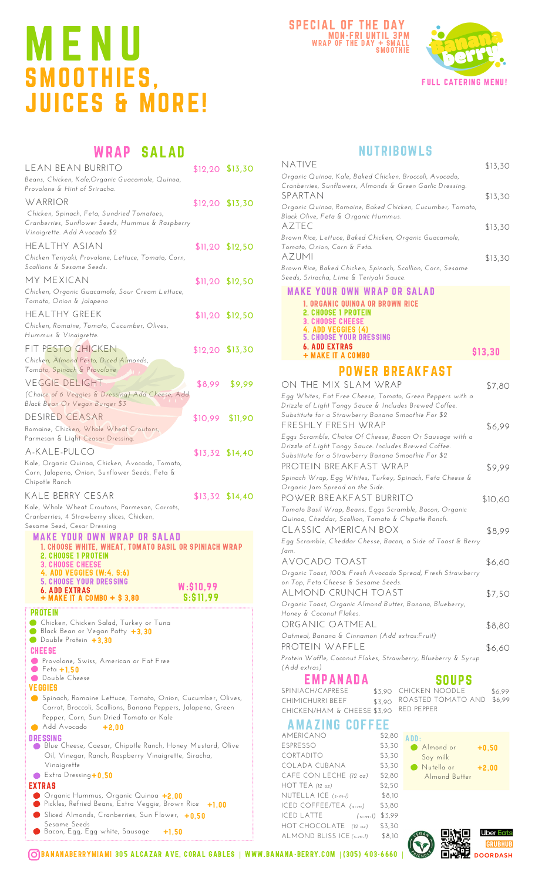# MENU
## SMOOTHIES, JUICES & MORE!

**SPECIAL OF THE DAY**
MON-FRI UNTIL 3PM
WRAP OF THE DAY + SMALL SMOOTHIE

Banana berry

**FULL CATERING MENU!**

## WRAP SALAD

| | WRAP | SALAD |
|---|---|---|
| **LEAN BEAN BURRITO** *Beans, Chicken, Kale,Organic Guacamole, Quinoa, Provolone & Hint of Sriracha.* | $12,20 | $13,30 |
| **WARRIOR** *Chicken, Spinach, Feta, Sundried Tomatoes, Cranberries, Sunflower Seeds, Hummus & Raspberry Vinaigrette. Add Avocado $2* | $12,20 | $13,30 |
| **HEALTHY ASIAN** *Chicken Teriyaki, Provolone, Lettuce, Tomato, Corn, Scallions & Sesame Seeds.* | $11,20 | $12,50 |
| **MY MEXICAN** *Chicken, Organic Guacamole, Sour Cream Lettuce, Tomato, Onion & Jalapeno* | $11,20 | $12,50 |
| **HEALTHY GREEK** *Chicken, Romaine, Tomato, Cucumber, Olives, Hummus & Vinaigrette.* | $11,20 | $12,50 |
| **FIT PESTO CHICKEN** *Chicken, Almond Pesto, Diced Almonds, Tomato, Spinach & Provolone* | $12,20 | $13,30 |
| **VEGGIE DELIGHT** *(Choice of 6 Veggies & Dressing) Add Cheese, Add Black Bean Or Vegan Burger $3* | $8,99 | $9,99 |
| **DESIRED CEASAR** *Romaine, Chicken, Whole Wheat Croutons, Parmesan & Light Ceasar Dressing.* | $10,99 | $11,90 |
| **A-KALE-PULCO** *Kale, Organic Quinoa, Chicken, Avocado, Tomato, Corn, Jalapeno, Onion, Sunflower Seeds, Feta & Chipotle Ranch* | $13,32 | $14,40 |
| **KALE BERRY CESAR** *Kale, Whole Wheat Croutons, Parmesan, Carrots, Cranberries, 4 Strawberry slices, Chicken, Sesame Seed, Cesar Dressing* | $13,32 | $14,40 |

### MAKE YOUR OWN WRAP OR SALAD

1. CHOOSE WHITE, WHEAT, TOMATO BASIL OR SPINIACH WRAP
2. CHOOSE 1 PROTEIN
3. CHOOSE CHEESE
4. ADD VEGGIES (W:4. S:6)
5. CHOOSE YOUR DRESSING
6. ADD EXTRAS
+ MAKE IT A COMBO + $ 3,80

W:$10,99
S:$11,99

**PROTEIN**
- Chicken, Chicken Salad, Turkey or Tuna
- Black Bean or Vegan Patty +3,30
- Double Protein +3,30

**CHEESE**
- Provolone, Swiss, American or Fat Free
- Feta +1,50
- Double Cheese

**VEGGIES**
- Spinach, Romaine Lettuce, Tomato, Onion, Cucumber, Olives, Carrot, Broccoli, Scallions, Banana Peppers, Jalapeno, Green Pepper, Corn, Sun Dried Tomato or Kale
- Add Avocado +2,00

**DRESSING**
- Blue Cheese, Caesar, Chipotle Ranch, Honey Mustard, Olive Oil, Vinegar, Ranch, Raspberry Vinaigrette, Siracha, Vinaigrette
- Extra Dressing +0,50

**EXTRAS**
- Organic Hummus, Organic Quinoa +2,00
- Pickles, Refried Beans, Extra Veggie, Brown Rice +1,00
- Sliced Almonds, Cranberries, Sun Flower, Sesame Seeds +0,50
- Bacon, Egg, Egg white, Sausage +1,50

## NUTRIBOWLS

| | |
|---|---|
| **NATIVE** *Organic Quinoa, Kale, Baked Chicken, Broccoli, Avocado, Cranberries, Sunflowers, Almonds & Green Garlic Dressing.* | $13,30 |
| **SPARTAN** *Organic Quinoa, Romaine, Baked Chicken, Cucumber, Tomato, Black Olive, Feta & Organic Hummus.* | $13,30 |
| **AZTEC** *Brown Rice, Lettuce, Baked Chicken, Organic Guacamole, Tomato, Onion, Corn & Feta.* | $13,30 |
| **AZUMI** *Brown Rice, Baked Chicken, Spinach, Scallion, Corn, Sesame Seeds, Sriracha, Lime & Teriyaki Sauce.* | $13,30 |

### MAKE YOUR OWN WRAP OR SALAD

1. ORGANIC QUINOA OR BROWN RICE
2. CHOOSE 1 PROTEIN
3. CHOOSE CHEESE
4. ADD VEGGIES (4)
5. CHOOSE YOUR DRESSING
6. ADD EXTRAS
+ MAKE IT A COMBO

$13,30

## POWER BREAKFAST

| | |
|---|---|
| **ON THE MIX SLAM WRAP** *Egg Whites, Fat Free Cheese, Tomato, Green Peppers with a Drizzle of Light Tangy Sauce & Includes Brewed Coffee. Substitute for a Strawberry Banana Smoothie For $2* | $7,80 |
| **FRESHLY FRESH WRAP** *Eggs Scramble, Choice Of Cheese, Bacon Or Sausage with a Drizzle of Light Tangy Sauce. Includes Brewed Coffee. Substitute for a Strawberry Banana Smoothie For $2* | $6,99 |
| **PROTEIN BREAKFAST WRAP** *Spinach Wrap, Egg Whites, Turkey, Spinach, Feta Cheese & Organic Jam Spread on the Side.* | $9,99 |
| **POWER BREAKFAST BURRITO** *Tomato Basil Wrap, Beans, Eggs Scramble, Bacon, Organic Quinoa, Cheddar, Scallion, Tomato & Chipotle Ranch.* | $10,60 |
| **CLASSIC AMERICAN BOX** *Egg Scramble, Cheddar Chesse, Bacon, a Side of Toast & Berry Jam.* | $8,99 |
| **AVOCADO TOAST** *Organic Toast, 100% Fresh Avocado Spread, Fresh Strawberry on Top, Feta Cheese & Sesame Seeds.* | $6,60 |
| **ALMOND CRUNCH TOAST** *Organic Toast, Organic Almond Butter, Banana, Blueberry, Honey & Coconut Flakes.* | $7,50 |
| **ORGANIC OATMEAL** *Oatmeal, Banana & Cinnamon (Add extras:Fruit)* | $8,80 |
| **PROTEIN WAFFLE** *Protein Waffle, Coconut Flakes, Strawberry, Blueberry & Syrup (Add extras)* | $6,60 |

## EMPANADA

| | |
|---|---|
| SPINIACH/CAPRESE | $3,90 |
| CHIMICHURRI BEEF | $3,90 |
| CHICKEN/HAM & CHEESE | $3,90 |

## SOUPS

| | |
|---|---|
| CHICKEN NOODLE | $6,99 |
| ROASTED TOMATO AND RED PEPPER | $6,99 |

## AMAZING COFFEE

| | |
|---|---|
| AMERICANO | $2,80 |
| ESPRESSO | $3,30 |
| CORTADITO | $3,30 |
| COLADA CUBANA | $3,30 |
| CAFE CON LECHE (12 oz) | $2,80 |
| HOT TEA (12 oz) | $2,50 |
| NUTELLA ICE (s-m-l) | $8,10 |
| ICED COFFEE/TEA (s-m) | $3,80 |
| ICED LATTE (s-m-l) | $3,99 |
| HOT CHOCOLATE (12 oz) | $3,30 |
| ALMOND BLISS ICE (s-m-l) | $8,10 |

**ADD:**
- Almond or Soy milk +0,50
- Nutella or Almond Butter +2,00

VEGAN FRIENDLY

Uber Eats | GRUBHUB | DOORDASH

BANANABERRYMIAMI 305 ALCAZAR AVE, CORAL GABLES | WWW.BANANA-BERRY.COM | (305) 403-6660 |